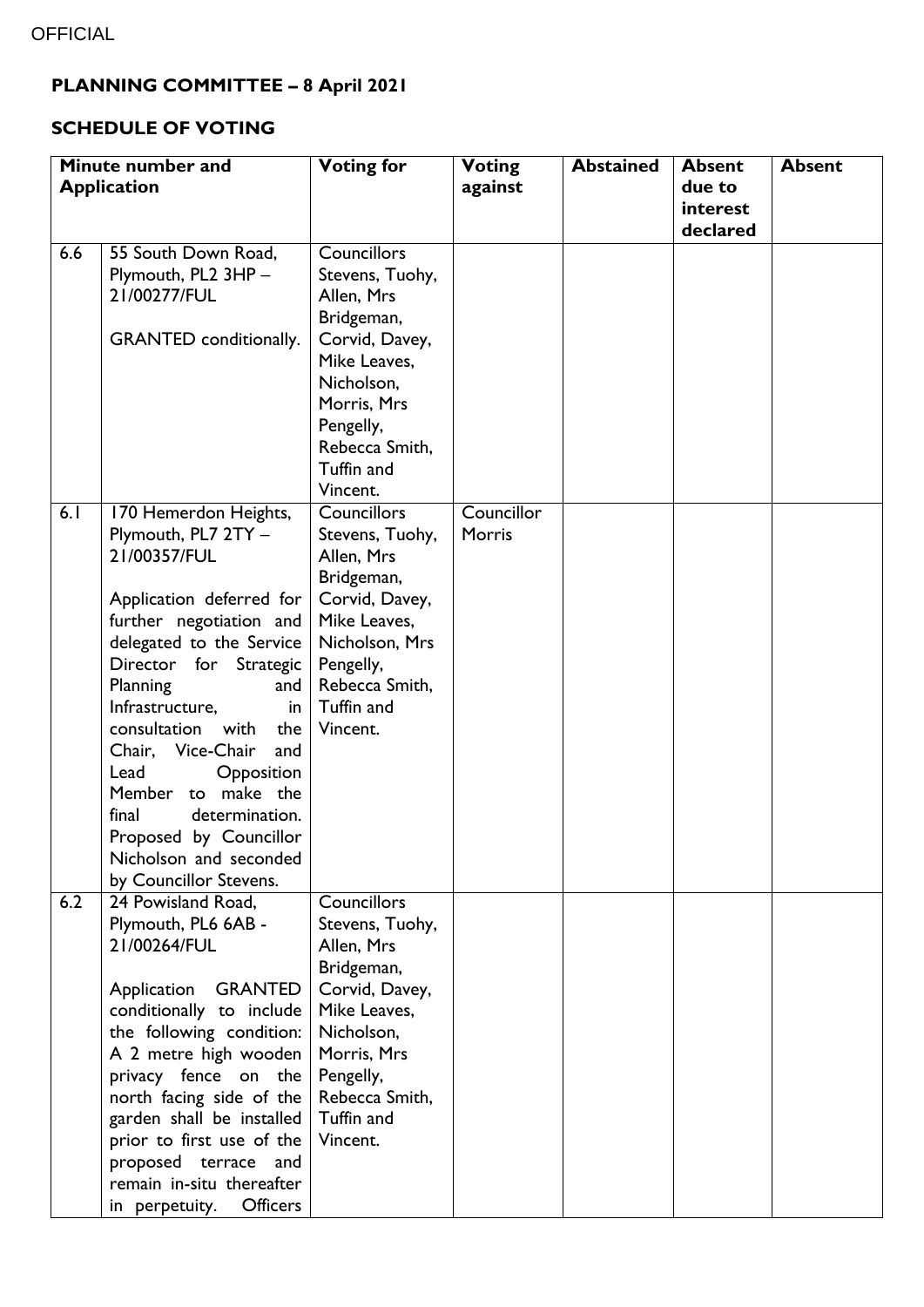OFFICIAL

# PLANNING COMMITTEE – 8 April 2021

## SCHEDULE OF VOTING

| Minute number and Application | | Voting for | Voting against | Abstained | Absent due to interest declared | Absent |
|---|---|---|---|---|---|---|
| 6.6 | 55 South Down Road, Plymouth, PL2 3HP – 21/00277/FUL<br><br>GRANTED conditionally. | Councillors Stevens, Tuohy, Allen, Mrs Bridgeman, Corvid, Davey, Mike Leaves, Nicholson, Morris, Mrs Pengelly, Rebecca Smith, Tuffin and Vincent. | | | | |
| 6.1 | 170 Hemerdon Heights, Plymouth, PL7 2TY – 21/00357/FUL<br><br>Application deferred for further negotiation and delegated to the Service Director for Strategic Planning and Infrastructure, in consultation with the Chair, Vice-Chair and Lead Opposition Member to make the final determination. Proposed by Councillor Nicholson and seconded by Councillor Stevens. | Councillors Stevens, Tuohy, Allen, Mrs Bridgeman, Corvid, Davey, Mike Leaves, Nicholson, Mrs Pengelly, Rebecca Smith, Tuffin and Vincent. | Councillor Morris | | | |
| 6.2 | 24 Powisland Road, Plymouth, PL6 6AB - 21/00264/FUL<br><br>Application GRANTED conditionally to include the following condition: A 2 metre high wooden privacy fence on the north facing side of the garden shall be installed prior to first use of the proposed terrace and remain in-situ thereafter in perpetuity. Officers | Councillors Stevens, Tuohy, Allen, Mrs Bridgeman, Corvid, Davey, Mike Leaves, Nicholson, Morris, Mrs Pengelly, Rebecca Smith, Tuffin and Vincent. | | | | |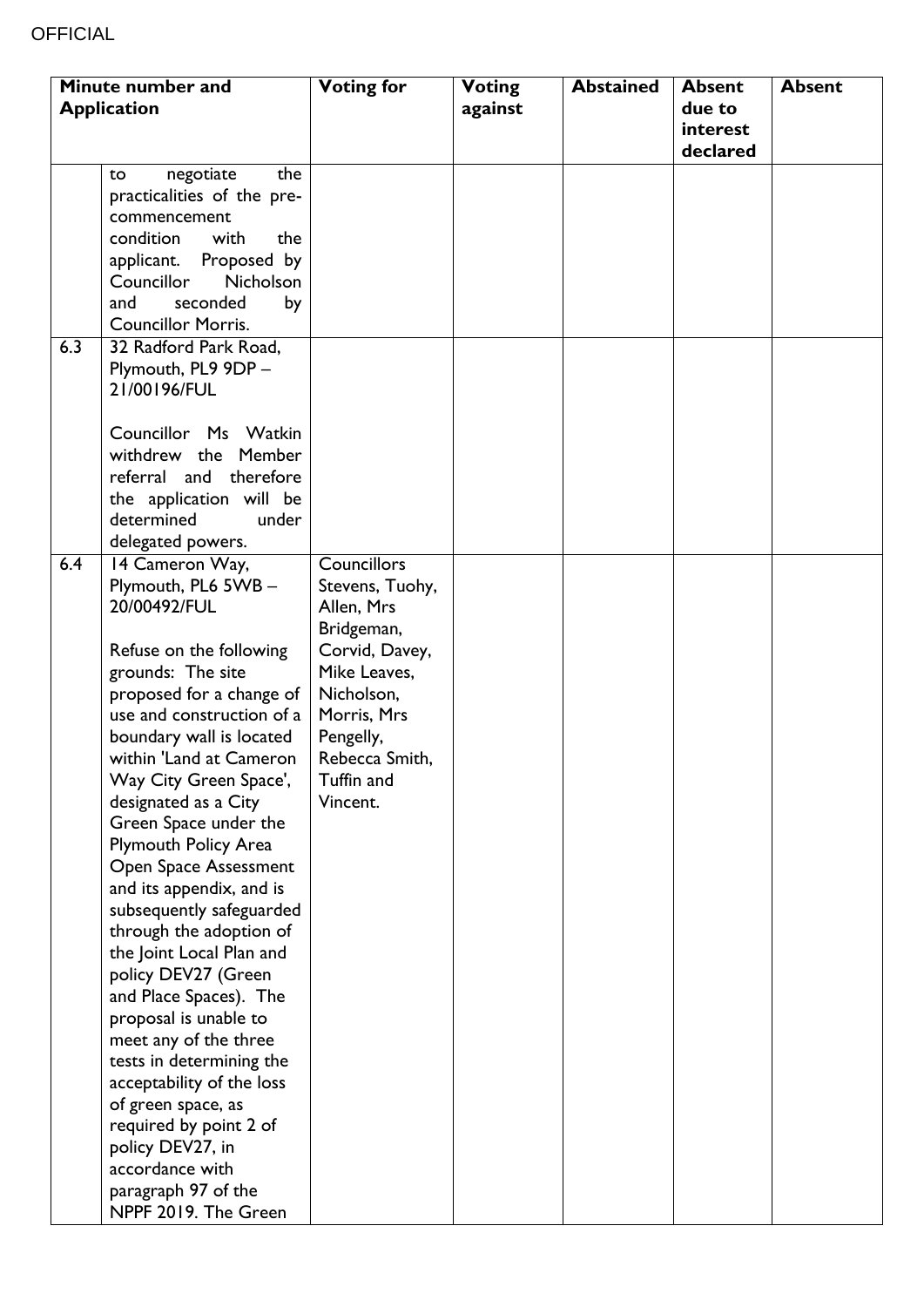OFFICIAL

| Minute number and Application | | Voting for | Voting against | Abstained | Absent due to interest declared | Absent |
|---|---|---|---|---|---|---|
| | to negotiate the practicalities of the pre-commencement condition with the applicant. Proposed by Councillor Nicholson and seconded by Councillor Morris. | | | | | |
| 6.3 | 32 Radford Park Road, Plymouth, PL9 9DP – 21/00196/FUL<br><br>Councillor Ms Watkin withdrew the Member referral and therefore the application will be determined under delegated powers. | | | | | |
| 6.4 | 14 Cameron Way, Plymouth, PL6 5WB – 20/00492/FUL<br><br>Refuse on the following grounds: The site proposed for a change of use and construction of a boundary wall is located within 'Land at Cameron Way City Green Space', designated as a City Green Space under the Plymouth Policy Area Open Space Assessment and its appendix, and is subsequently safeguarded through the adoption of the Joint Local Plan and policy DEV27 (Green and Place Spaces). The proposal is unable to meet any of the three tests in determining the acceptability of the loss of green space, as required by point 2 of policy DEV27, in accordance with paragraph 97 of the NPPF 2019. The Green | Councillors Stevens, Tuohy, Allen, Mrs Bridgeman, Corvid, Davey, Mike Leaves, Nicholson, Morris, Mrs Pengelly, Rebecca Smith, Tuffin and Vincent. | | | | |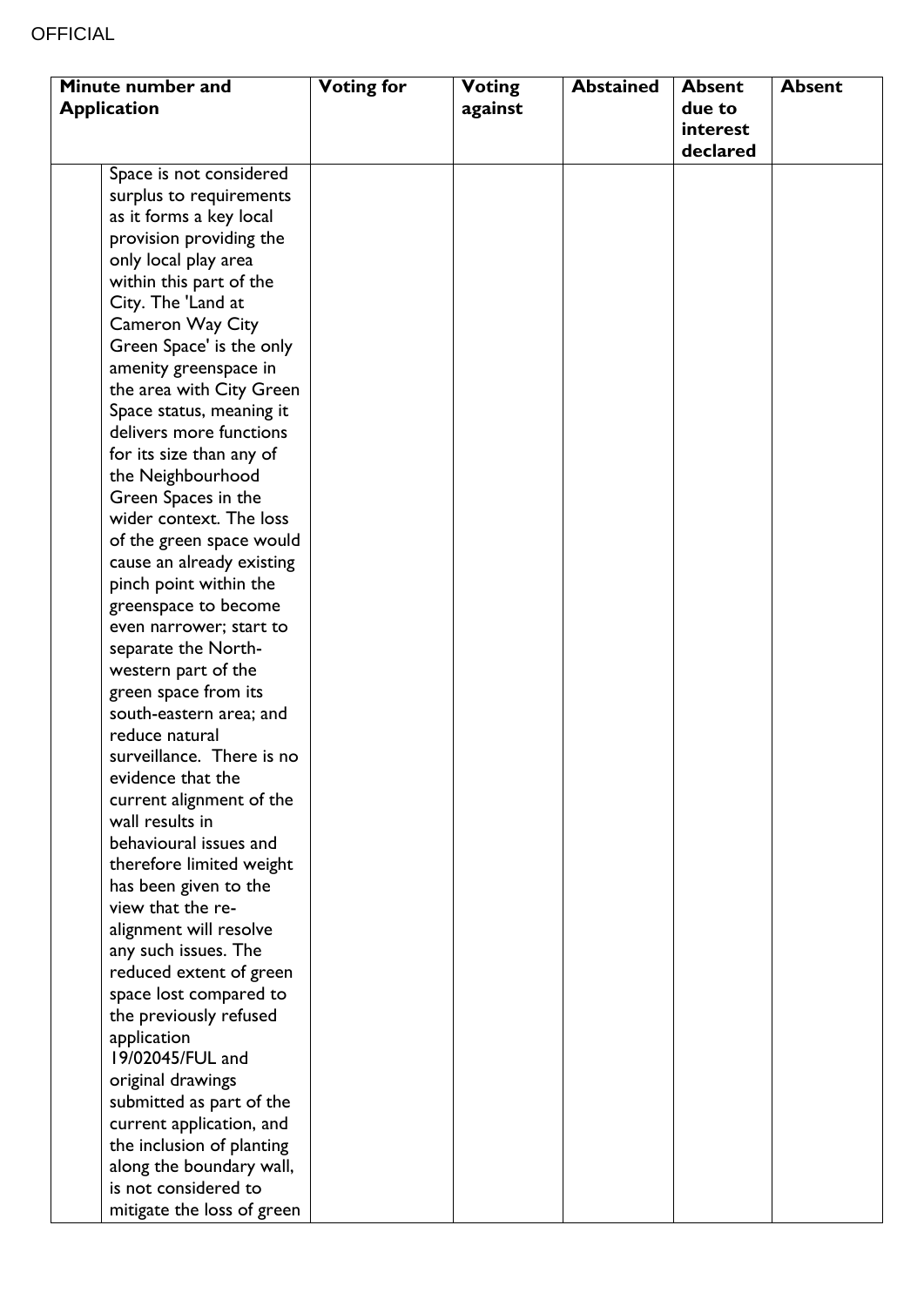OFFICIAL

| Minute number and Application | | Voting for | Voting against | Abstained | Absent due to interest declared | Absent |
|---|---|---|---|---|---|---|
| | Space is not considered surplus to requirements as it forms a key local provision providing the only local play area within this part of the City. The 'Land at Cameron Way City Green Space' is the only amenity greenspace in the area with City Green Space status, meaning it delivers more functions for its size than any of the Neighbourhood Green Spaces in the wider context. The loss of the green space would cause an already existing pinch point within the greenspace to become even narrower; start to separate the North-western part of the green space from its south-eastern area; and reduce natural surveillance. There is no evidence that the current alignment of the wall results in behavioural issues and therefore limited weight has been given to the view that the re-alignment will resolve any such issues. The reduced extent of green space lost compared to the previously refused application 19/02045/FUL and original drawings submitted as part of the current application, and the inclusion of planting along the boundary wall, is not considered to mitigate the loss of green | | | | | |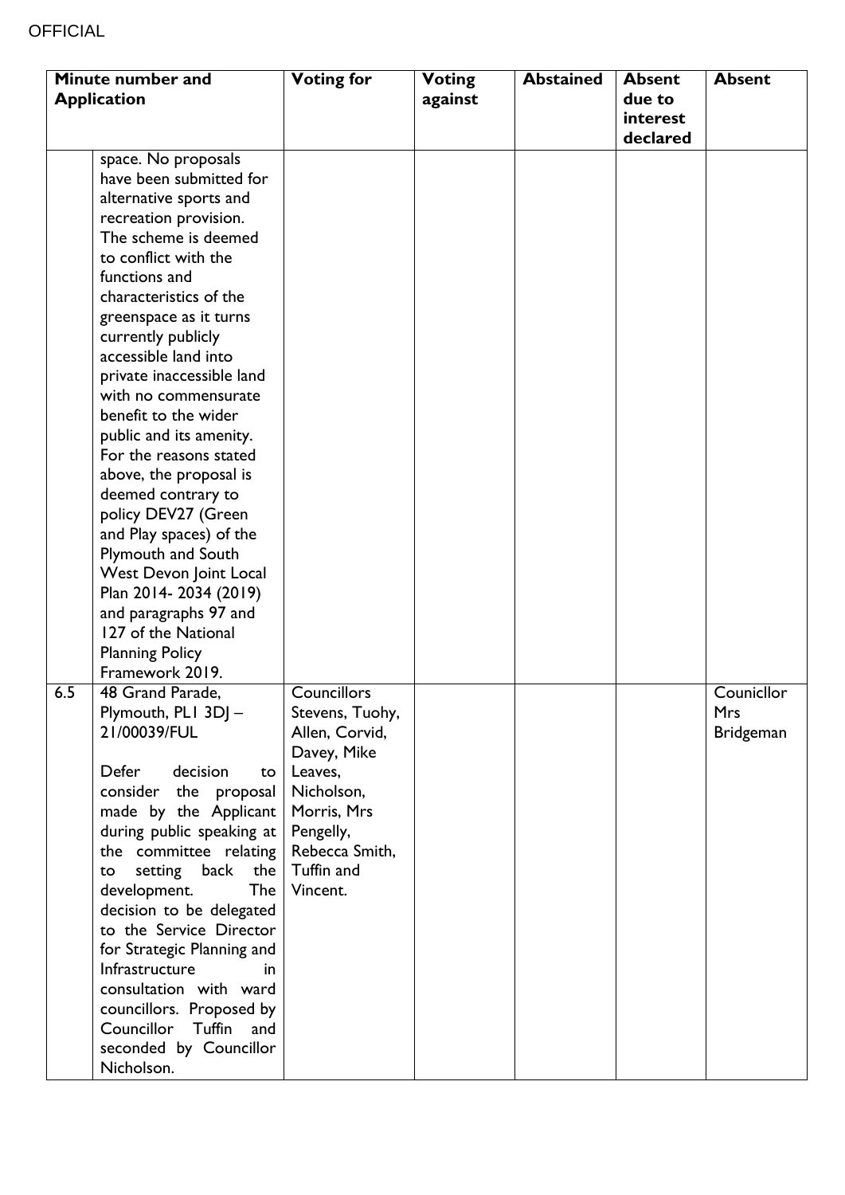OFFICIAL

| Minute number and Application | | Voting for | Voting against | Abstained | Absent due to interest declared | Absent |
|---|---|---|---|---|---|---|
| | space. No proposals have been submitted for alternative sports and recreation provision. The scheme is deemed to conflict with the functions and characteristics of the greenspace as it turns currently publicly accessible land into private inaccessible land with no commensurate benefit to the wider public and its amenity. For the reasons stated above, the proposal is deemed contrary to policy DEV27 (Green and Play spaces) of the Plymouth and South West Devon Joint Local Plan 2014- 2034 (2019) and paragraphs 97 and 127 of the National Planning Policy Framework 2019. | | | | | |
| 6.5 | 48 Grand Parade, Plymouth, PL1 3DJ – 21/00039/FUL<br><br>Defer decision to consider the proposal made by the Applicant during public speaking at the committee relating to setting back the development. The decision to be delegated to the Service Director for Strategic Planning and Infrastructure in consultation with ward councillors. Proposed by Councillor Tuffin and seconded by Councillor Nicholson. | Councillors Stevens, Tuohy, Allen, Corvid, Davey, Mike Leaves, Nicholson, Morris, Mrs Pengelly, Rebecca Smith, Tuffin and Vincent. | | | | Counicllor Mrs Bridgeman |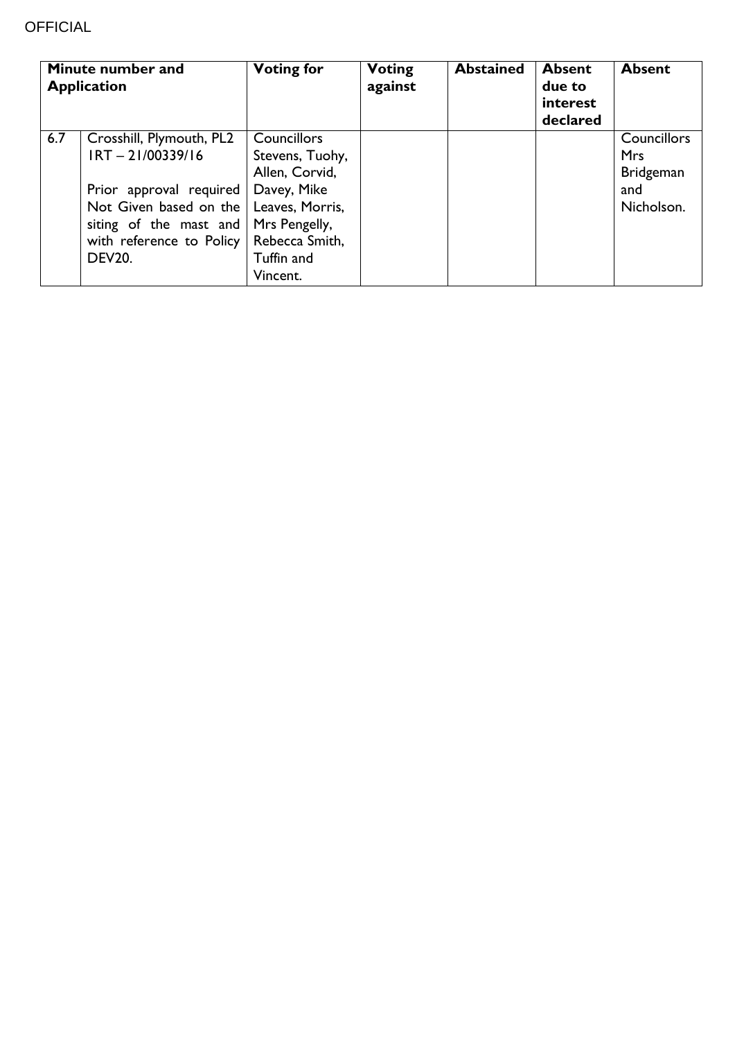OFFICIAL

| Minute number and Application | | Voting for | Voting against | Abstained | Absent due to interest declared | Absent |
|---|---|---|---|---|---|---|
| 6.7 | Crosshill, Plymouth, PL2 1RT – 21/00339/16<br><br>Prior approval required Not Given based on the siting of the mast and with reference to Policy DEV20. | Councillors Stevens, Tuohy, Allen, Corvid, Davey, Mike Leaves, Morris, Mrs Pengelly, Rebecca Smith, Tuffin and Vincent. | | | | Councillors Mrs Bridgeman and Nicholson. |